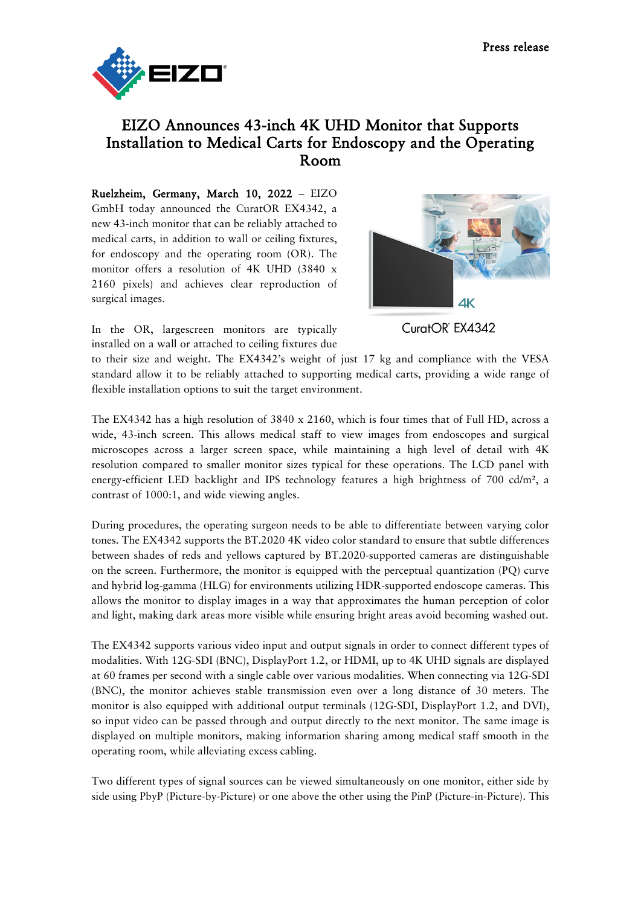Press release

# EIZO Announces 43-inch 4K UHD Monitor that Supports Installation to Medical Carts for Endoscopy and the Operating Room

**Ruelzheim, Germany, March 10, 2022** – EIZO GmbH today announced the CuratOR EX4342, a new 43-inch monitor that can be reliably attached to medical carts, in addition to wall or ceiling fixtures, for endoscopy and the operating room (OR). The monitor offers a resolution of 4K UHD (3840 x 2160 pixels) and achieves clear reproduction of surgical images.

CuratOR® EX4342

In the OR, largescreen monitors are typically installed on a wall or attached to ceiling fixtures due to their size and weight. The EX4342's weight of just 17 kg and compliance with the VESA standard allow it to be reliably attached to supporting medical carts, providing a wide range of flexible installation options to suit the target environment.

The EX4342 has a high resolution of 3840 x 2160, which is four times that of Full HD, across a wide, 43-inch screen. This allows medical staff to view images from endoscopes and surgical microscopes across a larger screen space, while maintaining a high level of detail with 4K resolution compared to smaller monitor sizes typical for these operations. The LCD panel with energy-efficient LED backlight and IPS technology features a high brightness of 700 cd/m², a contrast of 1000:1, and wide viewing angles.

During procedures, the operating surgeon needs to be able to differentiate between varying color tones. The EX4342 supports the BT.2020 4K video color standard to ensure that subtle differences between shades of reds and yellows captured by BT.2020-supported cameras are distinguishable on the screen. Furthermore, the monitor is equipped with the perceptual quantization (PQ) curve and hybrid log-gamma (HLG) for environments utilizing HDR-supported endoscope cameras. This allows the monitor to display images in a way that approximates the human perception of color and light, making dark areas more visible while ensuring bright areas avoid becoming washed out.

The EX4342 supports various video input and output signals in order to connect different types of modalities. With 12G-SDI (BNC), DisplayPort 1.2, or HDMI, up to 4K UHD signals are displayed at 60 frames per second with a single cable over various modalities. When connecting via 12G-SDI (BNC), the monitor achieves stable transmission even over a long distance of 30 meters. The monitor is also equipped with additional output terminals (12G-SDI, DisplayPort 1.2, and DVI), so input video can be passed through and output directly to the next monitor. The same image is displayed on multiple monitors, making information sharing among medical staff smooth in the operating room, while alleviating excess cabling.

Two different types of signal sources can be viewed simultaneously on one monitor, either side by side using PbyP (Picture-by-Picture) or one above the other using the PinP (Picture-in-Picture). This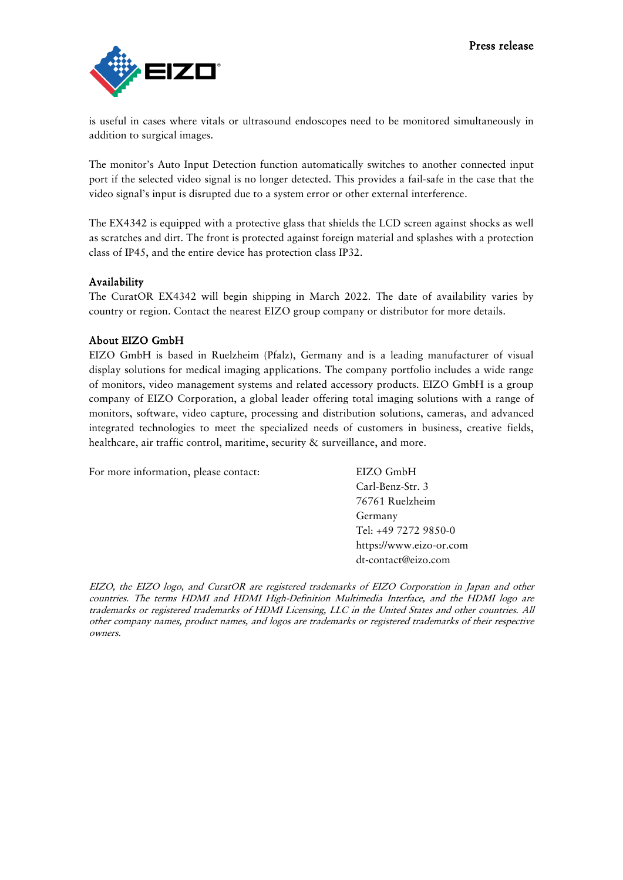is useful in cases where vitals or ultrasound endoscopes need to be monitored simultaneously in addition to surgical images.

The monitor's Auto Input Detection function automatically switches to another connected input port if the selected video signal is no longer detected. This provides a fail-safe in the case that the video signal's input is disrupted due to a system error or other external interference.

The EX4342 is equipped with a protective glass that shields the LCD screen against shocks as well as scratches and dirt. The front is protected against foreign material and splashes with a protection class of IP45, and the entire device has protection class IP32.

## Availability

The CuratOR EX4342 will begin shipping in March 2022. The date of availability varies by country or region. Contact the nearest EIZO group company or distributor for more details.

## About EIZO GmbH

EIZO GmbH is based in Ruelzheim (Pfalz), Germany and is a leading manufacturer of visual display solutions for medical imaging applications. The company portfolio includes a wide range of monitors, video management systems and related accessory products. EIZO GmbH is a group company of EIZO Corporation, a global leader offering total imaging solutions with a range of monitors, software, video capture, processing and distribution solutions, cameras, and advanced integrated technologies to meet the specialized needs of customers in business, creative fields, healthcare, air traffic control, maritime, security & surveillance, and more.

For more information, please contact:

EIZO GmbH
Carl-Benz-Str. 3
76761 Ruelzheim
Germany
Tel: +49 7272 9850-0
https://www.eizo-or.com
dt-contact@eizo.com

*EIZO, the EIZO logo, and CuratOR are registered trademarks of EIZO Corporation in Japan and other countries. The terms HDMI and HDMI High-Definition Multimedia Interface, and the HDMI logo are trademarks or registered trademarks of HDMI Licensing, LLC in the United States and other countries. All other company names, product names, and logos are trademarks or registered trademarks of their respective owners.*